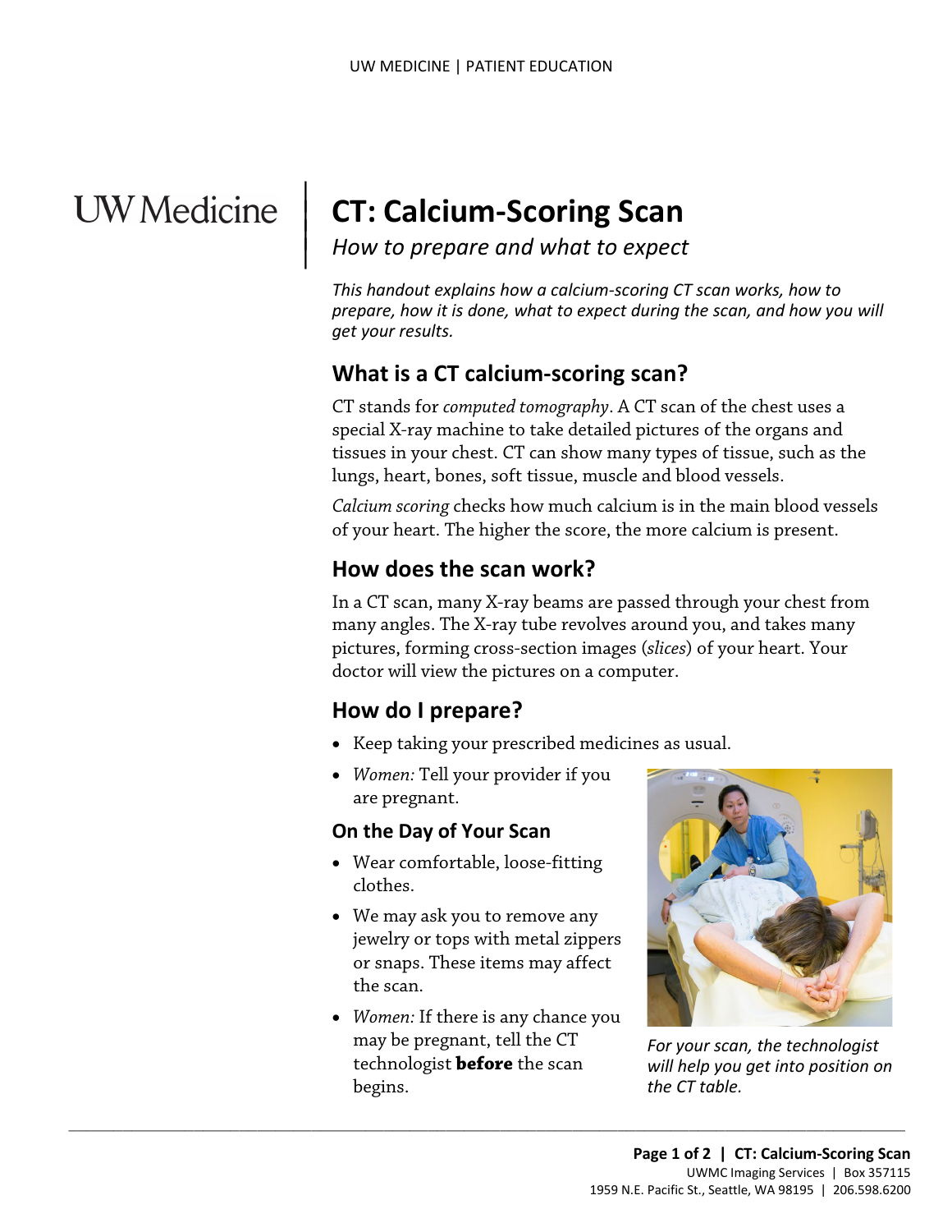# CT: Calcium-Scoring Scan

*How to prepare and what to expect*

*This handout explains how a calcium-scoring CT scan works, how to prepare, how it is done, what to expect during the scan, and how you will get your results.*

## What is a CT calcium-scoring scan?

CT stands for *computed tomography*. A CT scan of the chest uses a special X-ray machine to take detailed pictures of the organs and tissues in your chest. CT can show many types of tissue, such as the lungs, heart, bones, soft tissue, muscle and blood vessels.

*Calcium scoring* checks how much calcium is in the main blood vessels of your heart. The higher the score, the more calcium is present.

## How does the scan work?

In a CT scan, many X-ray beams are passed through your chest from many angles. The X-ray tube revolves around you, and takes many pictures, forming cross-section images (*slices*) of your heart. Your doctor will view the pictures on a computer.

## How do I prepare?

- Keep taking your prescribed medicines as usual.
- *Women:* Tell your provider if you are pregnant.

### On the Day of Your Scan

- Wear comfortable, loose-fitting clothes.
- We may ask you to remove any jewelry or tops with metal zippers or snaps. These items may affect the scan.
- *Women:* If there is any chance you may be pregnant, tell the CT technologist **before** the scan begins.

*For your scan, the technologist will help you get into position on the CT table.*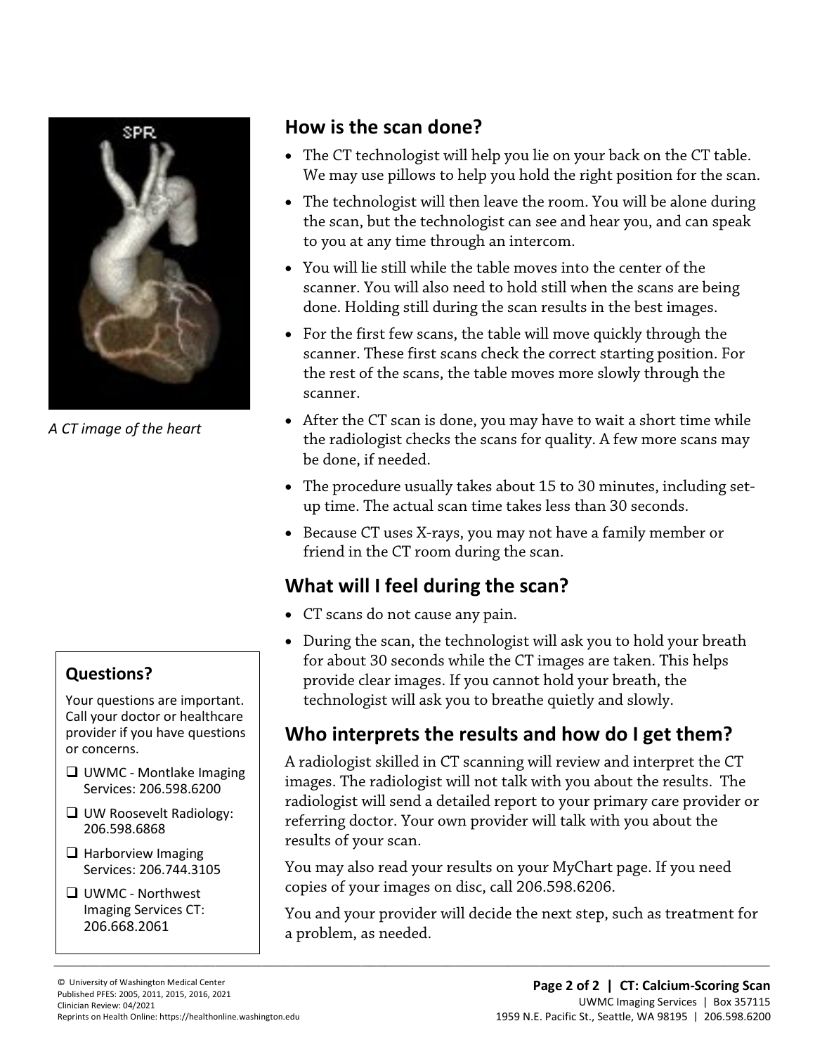A CT image of the heart

## How is the scan done?

- The CT technologist will help you lie on your back on the CT table. We may use pillows to help you hold the right position for the scan.
- The technologist will then leave the room. You will be alone during the scan, but the technologist can see and hear you, and can speak to you at any time through an intercom.
- You will lie still while the table moves into the center of the scanner. You will also need to hold still when the scans are being done. Holding still during the scan results in the best images.
- For the first few scans, the table will move quickly through the scanner. These first scans check the correct starting position. For the rest of the scans, the table moves more slowly through the scanner.
- After the CT scan is done, you may have to wait a short time while the radiologist checks the scans for quality. A few more scans may be done, if needed.
- The procedure usually takes about 15 to 30 minutes, including set-up time. The actual scan time takes less than 30 seconds.
- Because CT uses X-rays, you may not have a family member or friend in the CT room during the scan.

## What will I feel during the scan?

- CT scans do not cause any pain.
- During the scan, the technologist will ask you to hold your breath for about 30 seconds while the CT images are taken. This helps provide clear images. If you cannot hold your breath, the technologist will ask you to breathe quietly and slowly.

## Who interprets the results and how do I get them?

A radiologist skilled in CT scanning will review and interpret the CT images. The radiologist will not talk with you about the results. The radiologist will send a detailed report to your primary care provider or referring doctor. Your own provider will talk with you about the results of your scan.

You may also read your results on your MyChart page. If you need copies of your images on disc, call 206.598.6206.

You and your provider will decide the next step, such as treatment for a problem, as needed.

### Questions?

Your questions are important. Call your doctor or healthcare provider if you have questions or concerns.

- ❑ UWMC - Montlake Imaging Services: 206.598.6200
- ❑ UW Roosevelt Radiology: 206.598.6868
- ❑ Harborview Imaging Services: 206.744.3105
- ❑ UWMC - Northwest Imaging Services CT: 206.668.2061

© University of Washington Medical Center
Published PFES: 2005, 2011, 2015, 2016, 2021
Clinician Review: 04/2021
Reprints on Health Online: https://healthonline.washington.edu

UWMC Imaging Services | Box 357115
1959 N.E. Pacific St., Seattle, WA 98195 | 206.598.6200